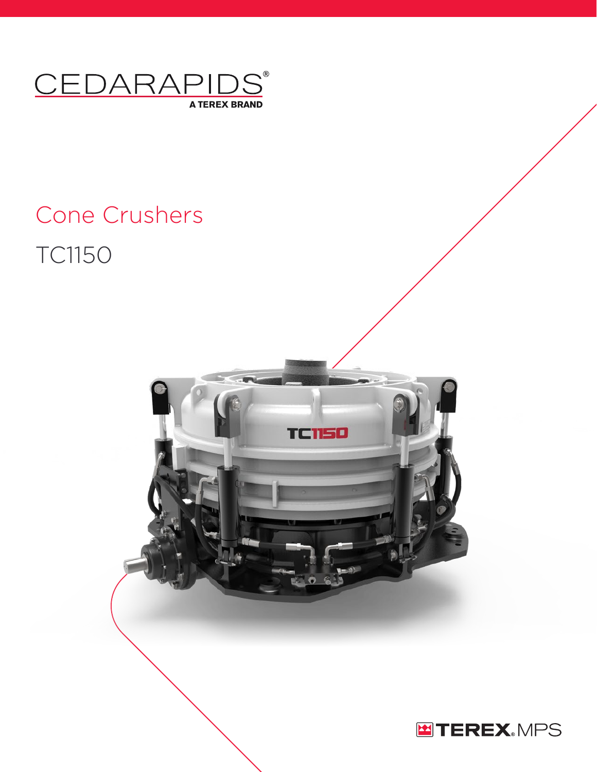CEDARAPIDS®

A TEREX BRAND

# Cone Crushers

## TC1150

TEREX® MPS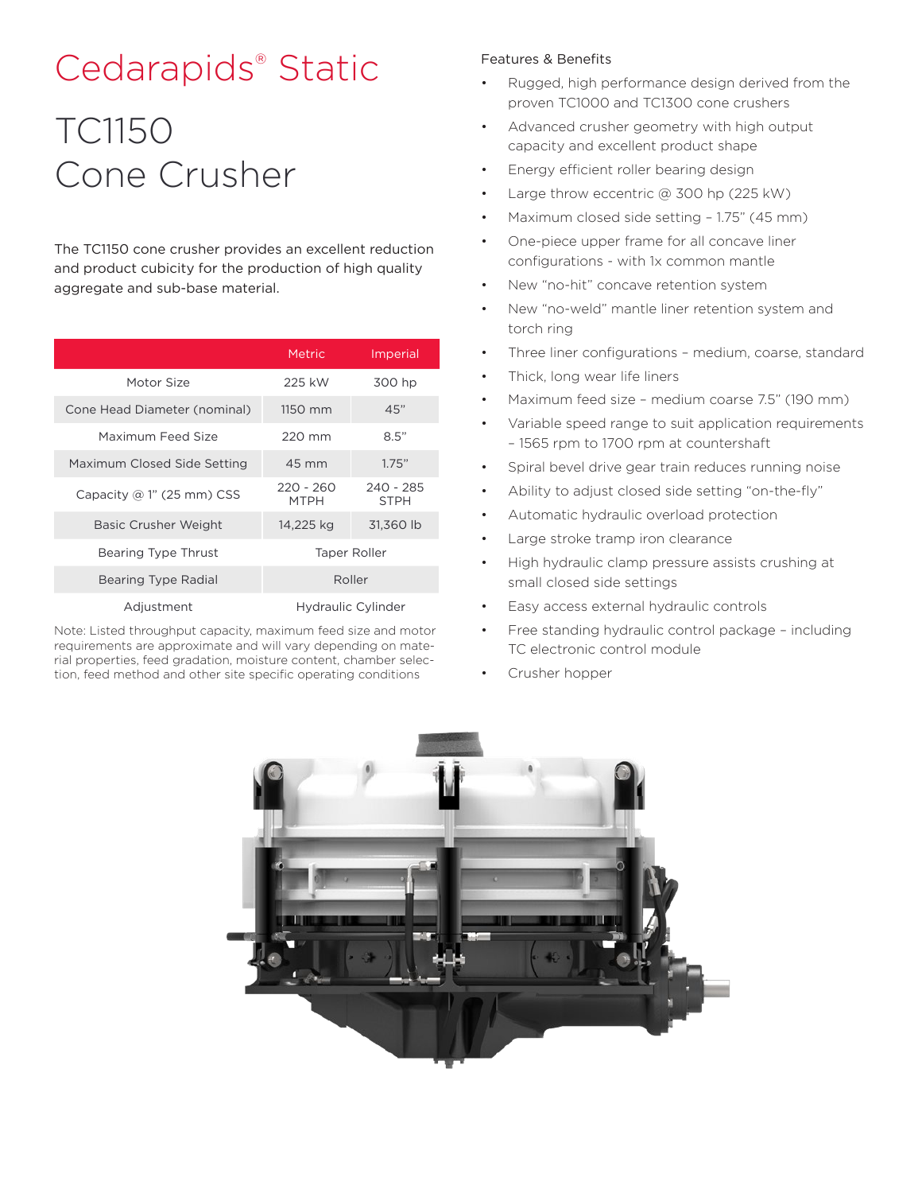# Cedarapids® Static

# TC1150 Cone Crusher

The TC1150 cone crusher provides an excellent reduction and product cubicity for the production of high quality aggregate and sub-base material.

| | Metric | Imperial |
|---|---|---|
| Motor Size | 225 kW | 300 hp |
| Cone Head Diameter (nominal) | 1150 mm | 45" |
| Maximum Feed Size | 220 mm | 8.5" |
| Maximum Closed Side Setting | 45 mm | 1.75" |
| Capacity @ 1" (25 mm) CSS | 220 - 260 MTPH | 240 - 285 STPH |
| Basic Crusher Weight | 14,225 kg | 31,360 lb |
| Bearing Type Thrust | Taper Roller | |
| Bearing Type Radial | Roller | |
| Adjustment | Hydraulic Cylinder | |

Note: Listed throughput capacity, maximum feed size and motor requirements are approximate and will vary depending on material properties, feed gradation, moisture content, chamber selection, feed method and other site specific operating conditions

## Features & Benefits

- Rugged, high performance design derived from the proven TC1000 and TC1300 cone crushers
- Advanced crusher geometry with high output capacity and excellent product shape
- Energy efficient roller bearing design
- Large throw eccentric @ 300 hp (225 kW)
- Maximum closed side setting – 1.75" (45 mm)
- One-piece upper frame for all concave liner configurations - with 1x common mantle
- New "no-hit" concave retention system
- New "no-weld" mantle liner retention system and torch ring
- Three liner configurations – medium, coarse, standard
- Thick, long wear life liners
- Maximum feed size – medium coarse 7.5" (190 mm)
- Variable speed range to suit application requirements – 1565 rpm to 1700 rpm at countershaft
- Spiral bevel drive gear train reduces running noise
- Ability to adjust closed side setting "on-the-fly"
- Automatic hydraulic overload protection
- Large stroke tramp iron clearance
- High hydraulic clamp pressure assists crushing at small closed side settings
- Easy access external hydraulic controls
- Free standing hydraulic control package – including TC electronic control module
- Crusher hopper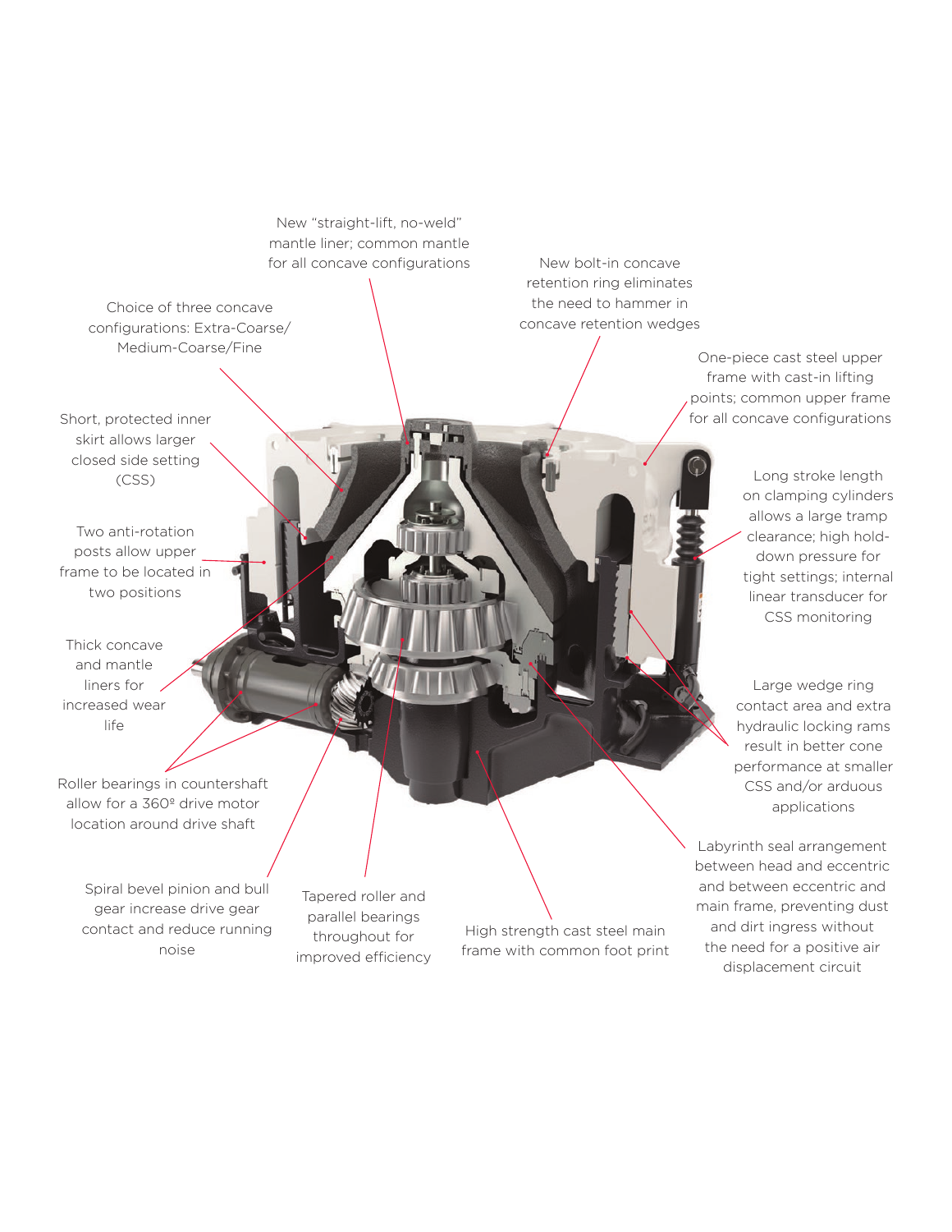New "straight-lift, no-weld" mantle liner; common mantle for all concave configurations

New bolt-in concave retention ring eliminates the need to hammer in concave retention wedges

Choice of three concave configurations: Extra-Coarse/ Medium-Coarse/Fine

One-piece cast steel upper frame with cast-in lifting points; common upper frame for all concave configurations

Short, protected inner skirt allows larger closed side setting (CSS)

Long stroke length on clamping cylinders allows a large tramp clearance; high hold-down pressure for tight settings; internal linear transducer for CSS monitoring

Two anti-rotation posts allow upper frame to be located in two positions

Thick concave and mantle liners for increased wear life

Large wedge ring contact area and extra hydraulic locking rams result in better cone performance at smaller CSS and/or arduous applications

Roller bearings in countershaft allow for a 360º drive motor location around drive shaft

Labyrinth seal arrangement between head and eccentric and between eccentric and main frame, preventing dust and dirt ingress without the need for a positive air displacement circuit

Spiral bevel pinion and bull gear increase drive gear contact and reduce running noise

Tapered roller and parallel bearings throughout for improved efficiency

High strength cast steel main frame with common foot print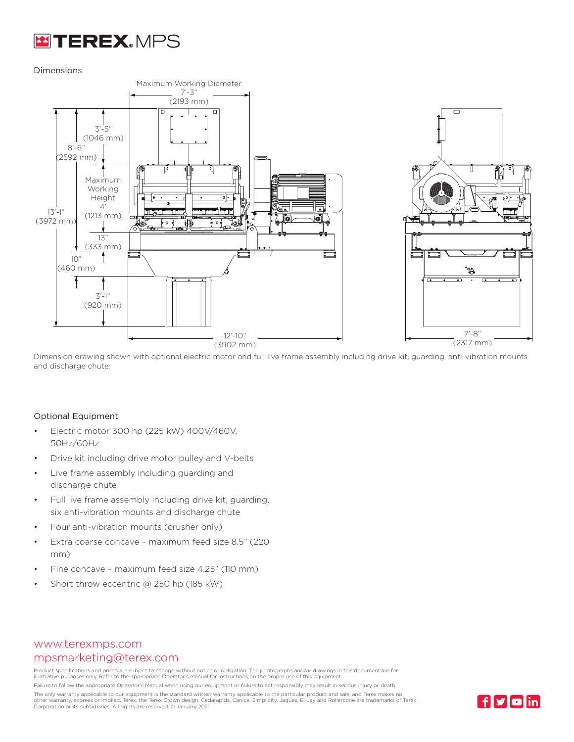# TEREX MPS

## Dimensions

Maximum Working Diameter
7'-3"
(2193 mm)

3'-5"
(1046 mm)

8'-6"
(2592 mm)

Maximum Working Height
4'
(1213 mm)

13'-1"
(3972 mm)

13"
(333 mm)

18"
(460 mm)

3'-1"
(920 mm)

12'-10"
(3902 mm)

7'-8"
(2317 mm)

Dimension drawing shown with optional electric motor and full live frame assembly including drive kit, guarding, anti-vibration mounts and discharge chute.

## Optional Equipment

- Electric motor 300 hp (225 kW) 400V/460V, 50Hz/60Hz
- Drive kit including drive motor pulley and V-belts
- Live frame assembly including guarding and discharge chute
- Full live frame assembly including drive kit, guarding, six anti-vibration mounts and discharge chute
- Four anti-vibration mounts (crusher only)
- Extra coarse concave – maximum feed size 8.5" (220 mm)
- Fine concave – maximum feed size 4.25" (110 mm)
- Short throw eccentric @ 250 hp (185 kW)

www.terexmps.com
mpsmarketing@terex.com

Product specifications and prices are subject to change without notice or obligation. The photographs and/or drawings in this document are for illustrative purposes only. Refer to the appropriate Operator's Manual for instructions on the proper use of this equipment.

Failure to follow the appropriate Operator's Manual when using our equipment or failure to act responsibly may result in serious injury or death.

The only warranty applicable to our equipment is the standard written warranty applicable to the particular product and sale, and Terex makes no other warranty, express or implied. Terex, the Terex Crown design, Cedarapids, Canica, Simplicity, Jaques, El-Jay and Rollercone are trademarks of Terex Corporation or its subsidiaries. All rights are reserved. © January 2021